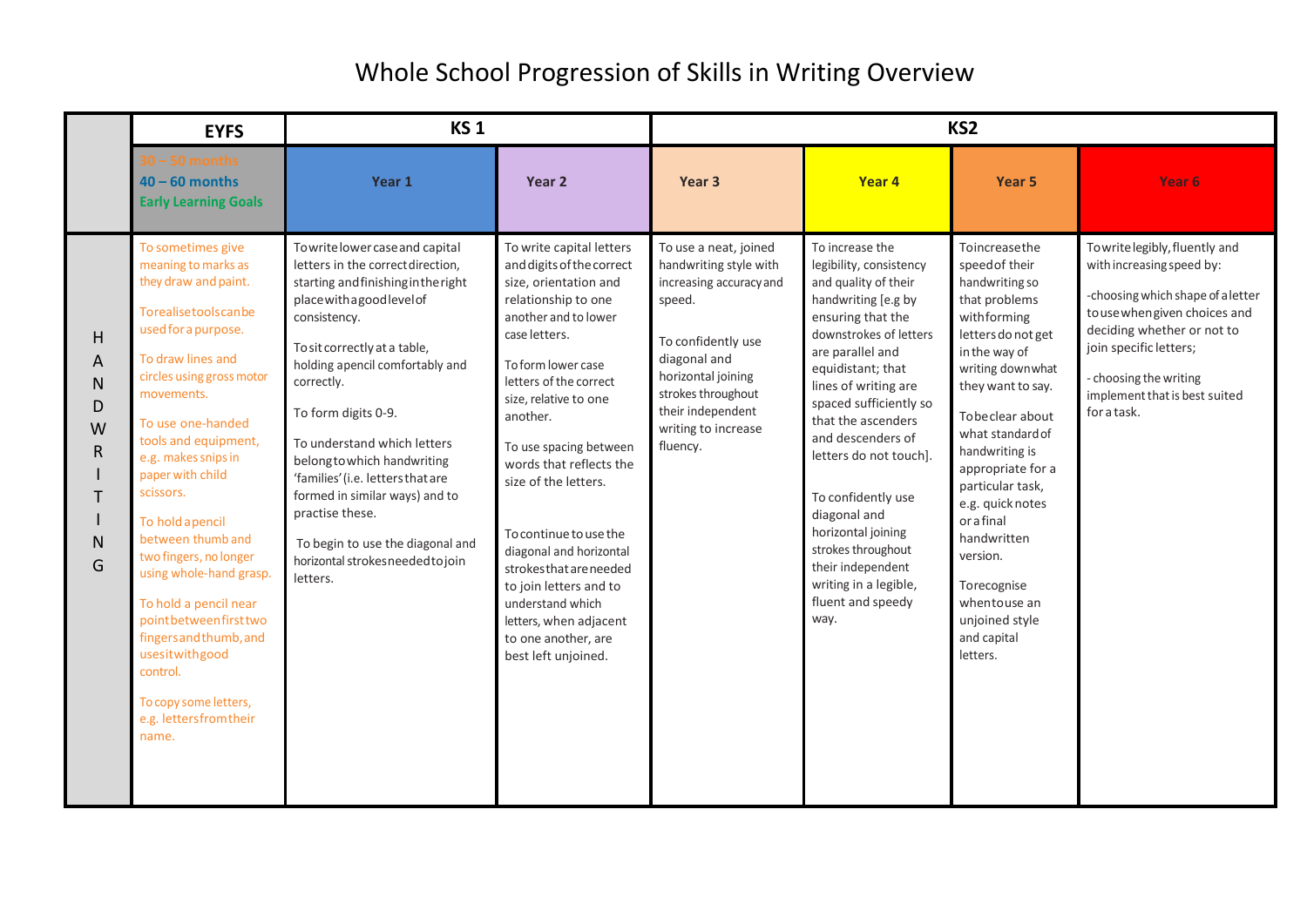# Whole School Progression of Skills in Writing Overview

| | EYFS | KS 1 | | KS2 | | | |
|---|---|---|---|---|---|---|---|
| | 30 – 50 months<br>40 – 60 months<br>Early Learning Goals | Year 1 | Year 2 | Year 3 | Year 4 | Year 5 | Year 6 |
| HANDWRITING | To sometimes give meaning to marks as they draw and paint.<br><br>To realise tools can be used for a purpose.<br><br>To draw lines and circles using gross motor movements.<br><br>To use one-handed tools and equipment, e.g. makes snips in paper with child scissors.<br><br>To hold a pencil between thumb and two fingers, no longer using whole-hand grasp.<br><br>To hold a pencil near point between first two fingers and thumb, and uses it with good control.<br><br>To copy some letters, e.g. letters from their name. | To write lower case and capital letters in the correct direction, starting and finishing in the right place with a good level of consistency.<br><br>To sit correctly at a table, holding a pencil comfortably and correctly.<br><br>To form digits 0-9.<br><br>To understand which letters belong to which handwriting 'families' (i.e. letters that are formed in similar ways) and to practise these.<br><br>To begin to use the diagonal and horizontal strokes needed to join letters. | To write capital letters and digits of the correct size, orientation and relationship to one another and to lower case letters.<br><br>To form lower case letters of the correct size, relative to one another.<br><br>To use spacing between words that reflects the size of the letters.<br><br>To continue to use the diagonal and horizontal strokes that are needed to join letters and to understand which letters, when adjacent to one another, are best left unjoined. | To use a neat, joined handwriting style with increasing accuracy and speed.<br><br>To confidently use diagonal and horizontal joining strokes throughout their independent writing to increase fluency. | To increase the legibility, consistency and quality of their handwriting [e.g by ensuring that the downstrokes of letters are parallel and equidistant; that lines of writing are spaced sufficiently so that the ascenders and descenders of letters do not touch].<br><br>To confidently use diagonal and horizontal joining strokes throughout their independent writing in a legible, fluent and speedy way. | To increase the speed of their handwriting so that problems with forming letters do not get in the way of writing down what they want to say.<br><br>To be clear about what standard of handwriting is appropriate for a particular task, e.g. quick notes or a final handwritten version.<br><br>To recognise when to use an unjoined style and capital letters. | To write legibly, fluently and with increasing speed by:<br><br>-choosing which shape of a letter to use when given choices and deciding whether or not to join specific letters;<br><br>- choosing the writing implement that is best suited for a task. |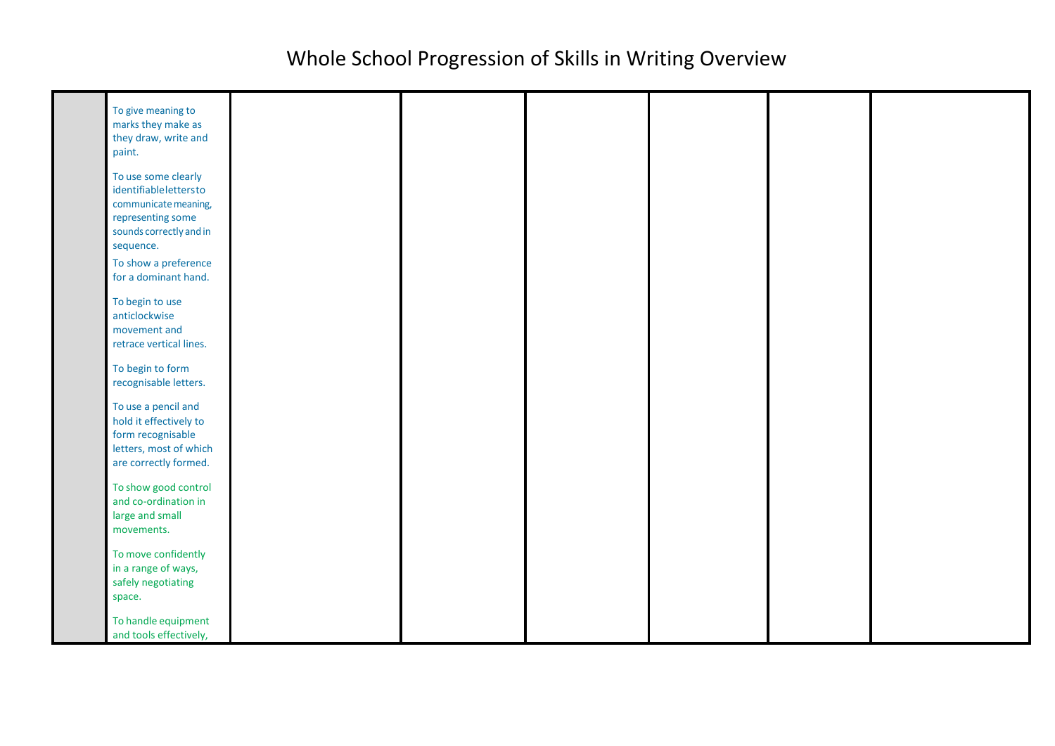# Whole School Progression of Skills in Writing Overview

| | | | | | | | |
|---|---|---|---|---|---|---|---|
| | To give meaning to marks they make as they draw, write and paint.<br><br>To use some clearly identifiable letters to communicate meaning, representing some sounds correctly and in sequence.<br><br>To show a preference for a dominant hand.<br><br>To begin to use anticlockwise movement and retrace vertical lines.<br><br>To begin to form recognisable letters.<br><br>To use a pencil and hold it effectively to form recognisable letters, most of which are correctly formed.<br><br>To show good control and co-ordination in large and small movements.<br><br>To move confidently in a range of ways, safely negotiating space.<br><br>To handle equipment and tools effectively, | | | | | | |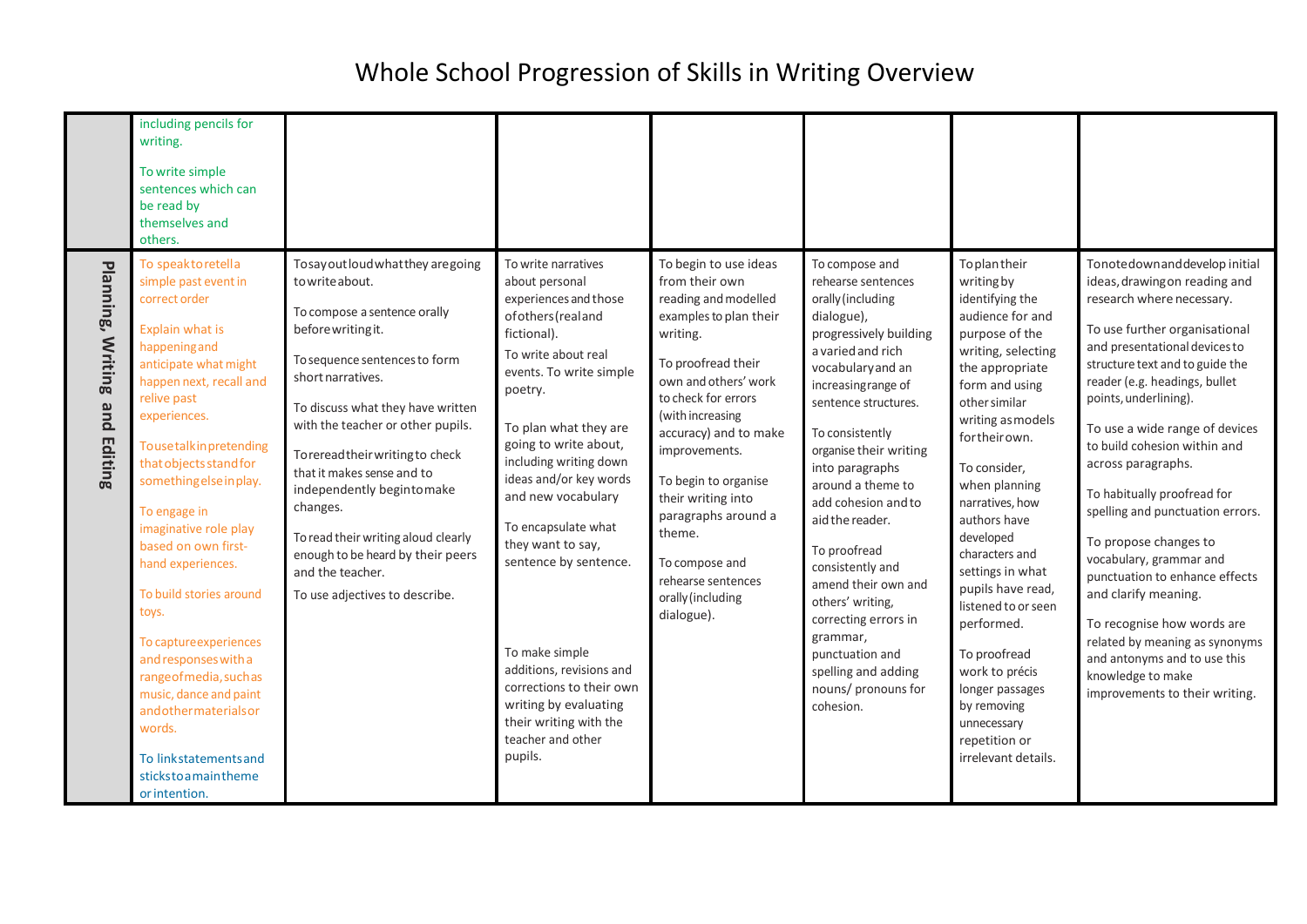# Whole School Progression of Skills in Writing Overview

| | | | | | | | |
|---|---|---|---|---|---|---|---|
| | including pencils for writing.<br><br>To write simple sentences which can be read by themselves and others. | | | | | | |
| **Planning, Writing and Editing** | To speak to retell a simple past event in correct order<br><br>Explain what is happening and anticipate what might happen next, recall and relive past experiences.<br><br>To use talk in pretending that objects stand for something else in play.<br><br>To engage in imaginative role play based on own first-hand experiences.<br><br>To build stories around toys.<br><br>To capture experiences and responses with a range of media, such as music, dance and paint and other materials or words.<br><br>To link statements and sticks to a main theme or intention. | To say out loud what they are going to write about.<br><br>To compose a sentence orally before writing it.<br><br>To sequence sentences to form short narratives.<br><br>To discuss what they have written with the teacher or other pupils.<br><br>To reread their writing to check that it makes sense and to independently begin to make changes.<br><br>To read their writing aloud clearly enough to be heard by their peers and the teacher.<br><br>To use adjectives to describe. | To write narratives about personal experiences and those of others (real and fictional).<br><br>To write about real events. To write simple poetry.<br><br>To plan what they are going to write about, including writing down ideas and/or key words and new vocabulary<br><br>To encapsulate what they want to say, sentence by sentence.<br><br>To make simple additions, revisions and corrections to their own writing by evaluating their writing with the teacher and other pupils. | To begin to use ideas from their own reading and modelled examples to plan their writing.<br><br>To proofread their own and others' work to check for errors (with increasing accuracy) and to make improvements.<br><br>To begin to organise their writing into paragraphs around a theme.<br><br>To compose and rehearse sentences orally (including dialogue). | To compose and rehearse sentences orally (including dialogue), progressively building a varied and rich vocabulary and an increasing range of sentence structures.<br><br>To consistently organise their writing into paragraphs around a theme to add cohesion and to aid the reader.<br><br>To proofread consistently and amend their own and others' writing, correcting errors in grammar, punctuation and spelling and adding nouns/ pronouns for cohesion. | To plan their writing by identifying the audience for and purpose of the writing, selecting the appropriate form and using other similar writing as models for their own.<br><br>To consider, when planning narratives, how authors have developed characters and settings in what pupils have read, listened to or seen performed.<br><br>To proofread work to précis longer passages by removing unnecessary repetition or irrelevant details. | To note down and develop initial ideas, drawing on reading and research where necessary.<br><br>To use further organisational and presentational devices to structure text and to guide the reader (e.g. headings, bullet points, underlining).<br><br>To use a wide range of devices to build cohesion within and across paragraphs.<br><br>To habitually proofread for spelling and punctuation errors.<br><br>To propose changes to vocabulary, grammar and punctuation to enhance effects and clarify meaning.<br><br>To recognise how words are related by meaning as synonyms and antonyms and to use this knowledge to make improvements to their writing. |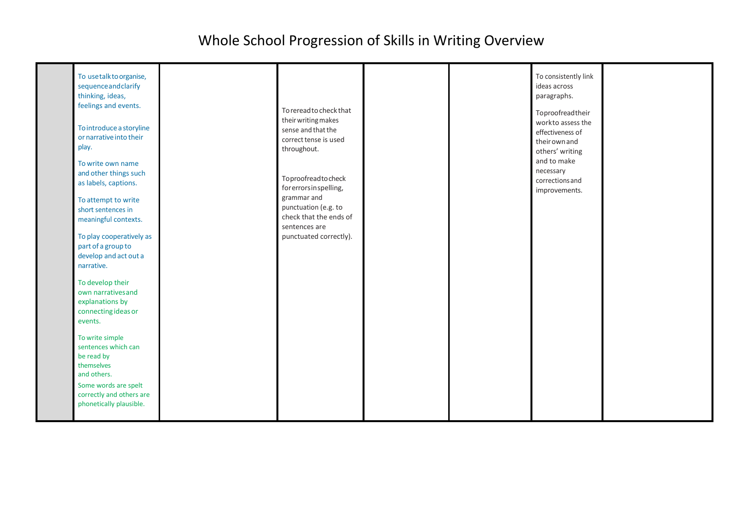# Whole School Progression of Skills in Writing Overview

| | | | | | | | |
|---|---|---|---|---|---|---|---|
| | To use talk to organise, sequence and clarify thinking, ideas, feelings and events.<br><br>To introduce a storyline or narrative into their play.<br><br>To write own name and other things such as labels, captions.<br><br>To attempt to write short sentences in meaningful contexts.<br><br>To play cooperatively as part of a group to develop and act out a narrative.<br><br>To develop their own narratives and explanations by connecting ideas or events.<br><br>To write simple sentences which can be read by themselves and others.<br><br>Some words are spelt correctly and others are phonetically plausible. | | To reread to check that their writing makes sense and that the correct tense is used throughout.<br><br>To proofread to check for errors in spelling, grammar and punctuation (e.g. to check that the ends of sentences are punctuated correctly). | | | To consistently link ideas across paragraphs.<br><br>To proofread their work to assess the effectiveness of their own and others' writing and to make necessary corrections and improvements. | |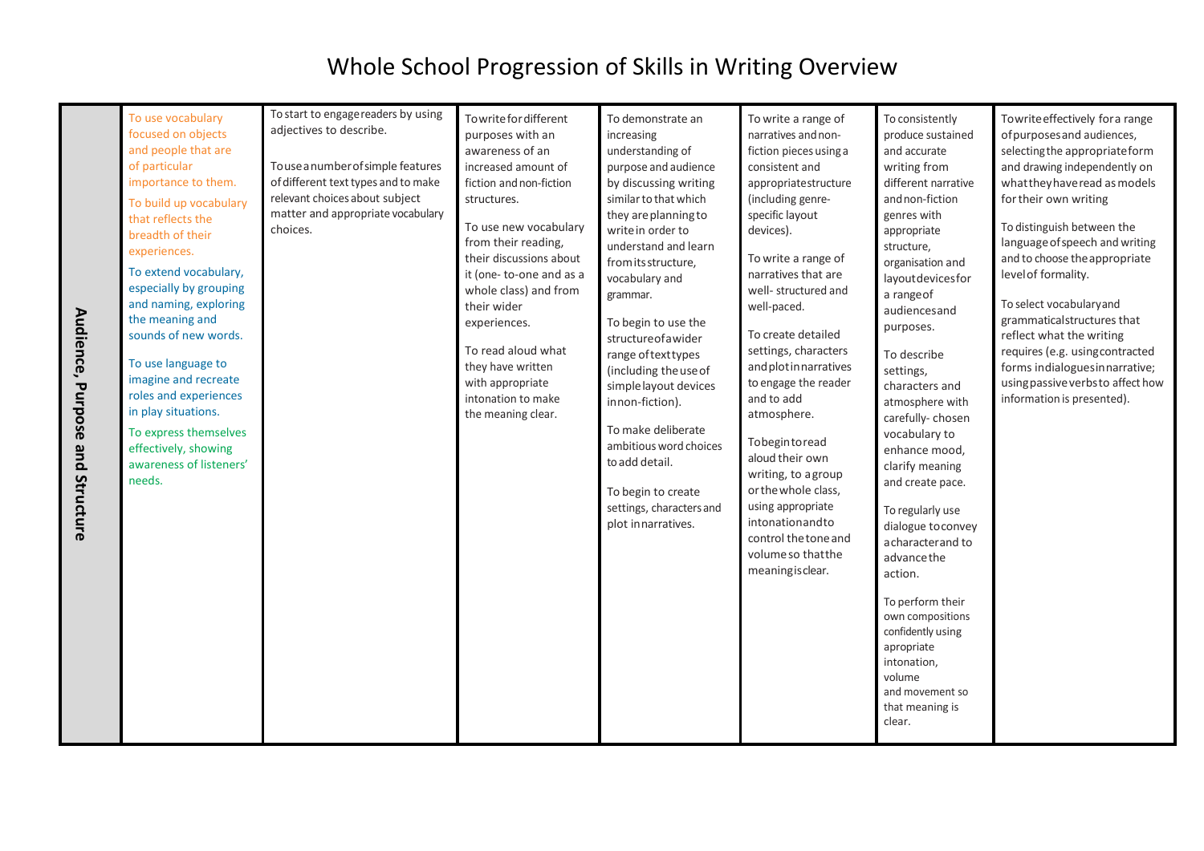# Whole School Progression of Skills in Writing Overview

| | | | | | | | |
|---|---|---|---|---|---|---|---|
| **Audience, Purpose and Structure** | To use vocabulary focused on objects and people that are of particular importance to them.<br><br>To build up vocabulary that reflects the breadth of their experiences.<br><br>To extend vocabulary, especially by grouping and naming, exploring the meaning and sounds of new words.<br><br>To use language to imagine and recreate roles and experiences in play situations.<br><br>To express themselves effectively, showing awareness of listeners' needs. | To start to engage readers by using adjectives to describe.<br><br>To use a number of simple features of different text types and to make relevant choices about subject matter and appropriate vocabulary choices. | To write for different purposes with an awareness of an increased amount of fiction and non-fiction structures.<br><br>To use new vocabulary from their reading, their discussions about it (one- to-one and as a whole class) and from their wider experiences.<br><br>To read aloud what they have written with appropriate intonation to make the meaning clear. | To demonstrate an increasing understanding of purpose and audience by discussing writing similar to that which they are planning to write in order to understand and learn from its structure, vocabulary and grammar.<br><br>To begin to use the structure of a wider range of text types (including the use of simple layout devices in non-fiction).<br><br>To make deliberate ambitious word choices to add detail.<br><br>To begin to create settings, characters and plot in narratives. | To write a range of narratives and non-fiction pieces using a consistent and appropriate structure (including genre-specific layout devices).<br><br>To write a range of narratives that are well- structured and well-paced.<br><br>To create detailed settings, characters and plot in narratives to engage the reader and to add atmosphere.<br><br>To begin to read aloud their own writing, to a group or the whole class, using appropriate intonation and to control the tone and volume so that the meaning is clear. | To consistently produce sustained and accurate writing from different narrative and non-fiction genres with appropriate structure, organisation and layout devices for a range of audiences and purposes.<br><br>To describe settings, characters and atmosphere with carefully- chosen vocabulary to enhance mood, clarify meaning and create pace.<br><br>To regularly use dialogue to convey a character and to advance the action.<br><br>To perform their own compositions confidently using apropriate intonation, volume and movement so that meaning is clear. | To write effectively for a range of purposes and audiences, selecting the appropriate form and drawing independently on what they have read as models for their own writing<br><br>To distinguish between the language of speech and writing and to choose the appropriate level of formality.<br><br>To select vocabulary and grammatical structures that reflect what the writing requires (e.g. using contracted forms in dialogues in narrative; using passive verbs to affect how information is presented). |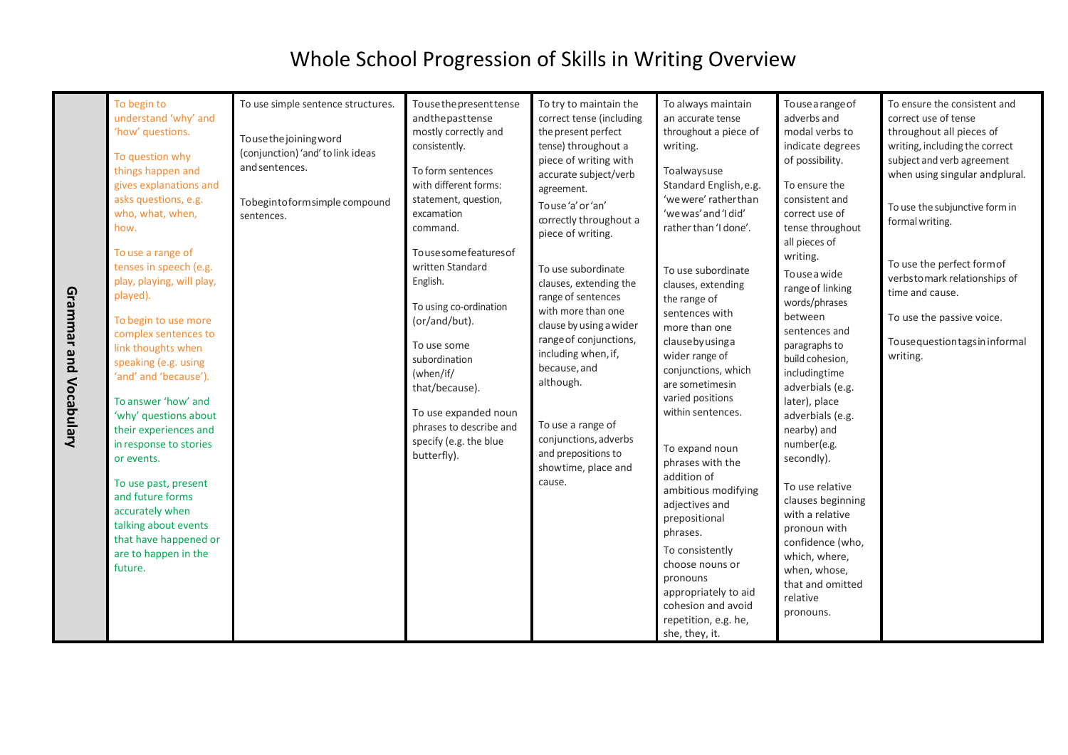# Whole School Progression of Skills in Writing Overview

| Grammar and Vocabulary | | | | | | | |
|---|---|---|---|---|---|---|---|
| **Grammar and Vocabulary** | To begin to understand 'why' and 'how' questions.<br><br>To question why things happen and gives explanations and asks questions, e.g. who, what, when, how.<br><br>To use a range of tenses in speech (e.g. play, playing, will play, played).<br><br>To begin to use more complex sentences to link thoughts when speaking (e.g. using 'and' and 'because').<br><br>To answer 'how' and 'why' questions about their experiences and in response to stories or events.<br><br>To use past, present and future forms accurately when talking about events that have happened or are to happen in the future. | To use simple sentence structures.<br><br>To use the joining word (conjunction) 'and' to link ideas and sentences.<br><br>To begin to form simple compound sentences. | To use the present tense and the past tense mostly correctly and consistently.<br><br>To form sentences with different forms: statement, question, excamation command.<br><br>To use some features of written Standard English.<br><br>To using co-ordination (or/and/but).<br><br>To use some subordination (when/if/ that/because).<br><br>To use expanded noun phrases to describe and specify (e.g. the blue butterfly). | To try to maintain the correct tense (including the present perfect tense) throughout a piece of writing with accurate subject/verb agreement.<br><br>To use 'a' or 'an' correctly throughout a piece of writing.<br><br>To use subordinate clauses, extending the range of sentences with more than one clause by using a wider range of conjunctions, including when, if, because, and although.<br><br>To use a range of conjunctions, adverbs and prepositions to show time, place and cause. | To always maintain an accurate tense throughout a piece of writing.<br><br>To always use Standard English, e.g. 'we were' rather than 'we was' and 'I did' rather than 'I done'.<br><br>To use subordinate clauses, extending the range of sentences with more than one clause by using a wider range of conjunctions, which are sometimes in varied positions within sentences.<br><br>To expand noun phrases with the addition of ambitious modifying adjectives and prepositional phrases.<br><br>To consistently choose nouns or pronouns appropriately to aid cohesion and avoid repetition, e.g. he, she, they, it. | To use a range of adverbs and modal verbs to indicate degrees of possibility.<br><br>To ensure the consistent and correct use of tense throughout all pieces of writing.<br><br>To use a wide range of linking words/phrases between sentences and paragraphs to build cohesion, including time adverbials (e.g. later), place adverbials (e.g. nearby) and number(e.g. secondly).<br><br>To use relative clauses beginning with a relative pronoun with confidence (who, which, where, when, whose, that and omitted relative pronouns. | To ensure the consistent and correct use of tense throughout all pieces of writing, including the correct subject and verb agreement when using singular and plural.<br><br>To use the subjunctive form in formal writing.<br><br>To use the perfect form of verbs to mark relationships of time and cause.<br><br>To use the passive voice.<br><br>To use question tags in informal writing. |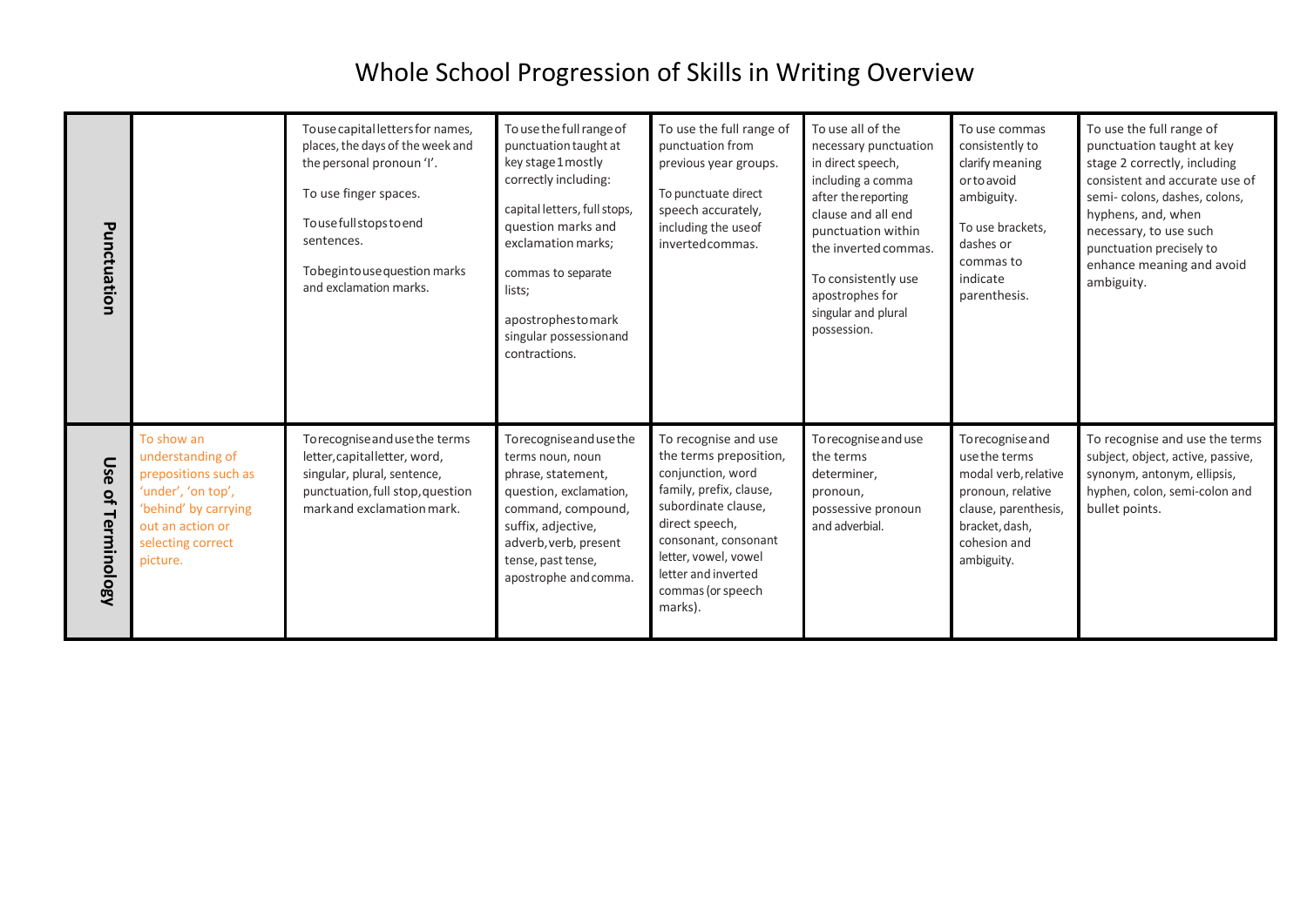# Whole School Progression of Skills in Writing Overview

| | | | | | | | |
|---|---|---|---|---|---|---|---|
| **Punctuation** | | To use capital letters for names, places, the days of the week and the personal pronoun 'I'.<br><br>To use finger spaces.<br><br>To use full stops to end sentences.<br><br>To begin to use question marks and exclamation marks. | To use the full range of punctuation taught at key stage 1 mostly correctly including:<br><br>capital letters, full stops, question marks and exclamation marks;<br><br>commas to separate lists;<br><br>apostrophes to mark singular possession and contractions. | To use the full range of punctuation from previous year groups.<br><br>To punctuate direct speech accurately, including the use of inverted commas. | To use all of the necessary punctuation in direct speech, including a comma after the reporting clause and all end punctuation within the inverted commas.<br><br>To consistently use apostrophes for singular and plural possession. | To use commas consistently to clarify meaning or to avoid ambiguity.<br><br>To use brackets, dashes or commas to indicate parenthesis. | To use the full range of punctuation taught at key stage 2 correctly, including consistent and accurate use of semi- colons, dashes, colons, hyphens, and, when necessary, to use such punctuation precisely to enhance meaning and avoid ambiguity. |
| **Use of Terminology** | To show an understanding of prepositions such as 'under', 'on top', 'behind' by carrying out an action or selecting correct picture. | To recognise and use the terms letter, capital letter, word, singular, plural, sentence, punctuation, full stop, question mark and exclamation mark. | To recognise and use the terms noun, noun phrase, statement, question, exclamation, command, compound, suffix, adjective, adverb, verb, present tense, past tense, apostrophe and comma. | To recognise and use the terms preposition, conjunction, word family, prefix, clause, subordinate clause, direct speech, consonant, consonant letter, vowel, vowel letter and inverted commas (or speech marks). | To recognise and use the terms determiner, pronoun, possessive pronoun and adverbial. | To recognise and use the terms modal verb, relative pronoun, relative clause, parenthesis, bracket, dash, cohesion and ambiguity. | To recognise and use the terms subject, object, active, passive, synonym, antonym, ellipsis, hyphen, colon, semi-colon and bullet points. |